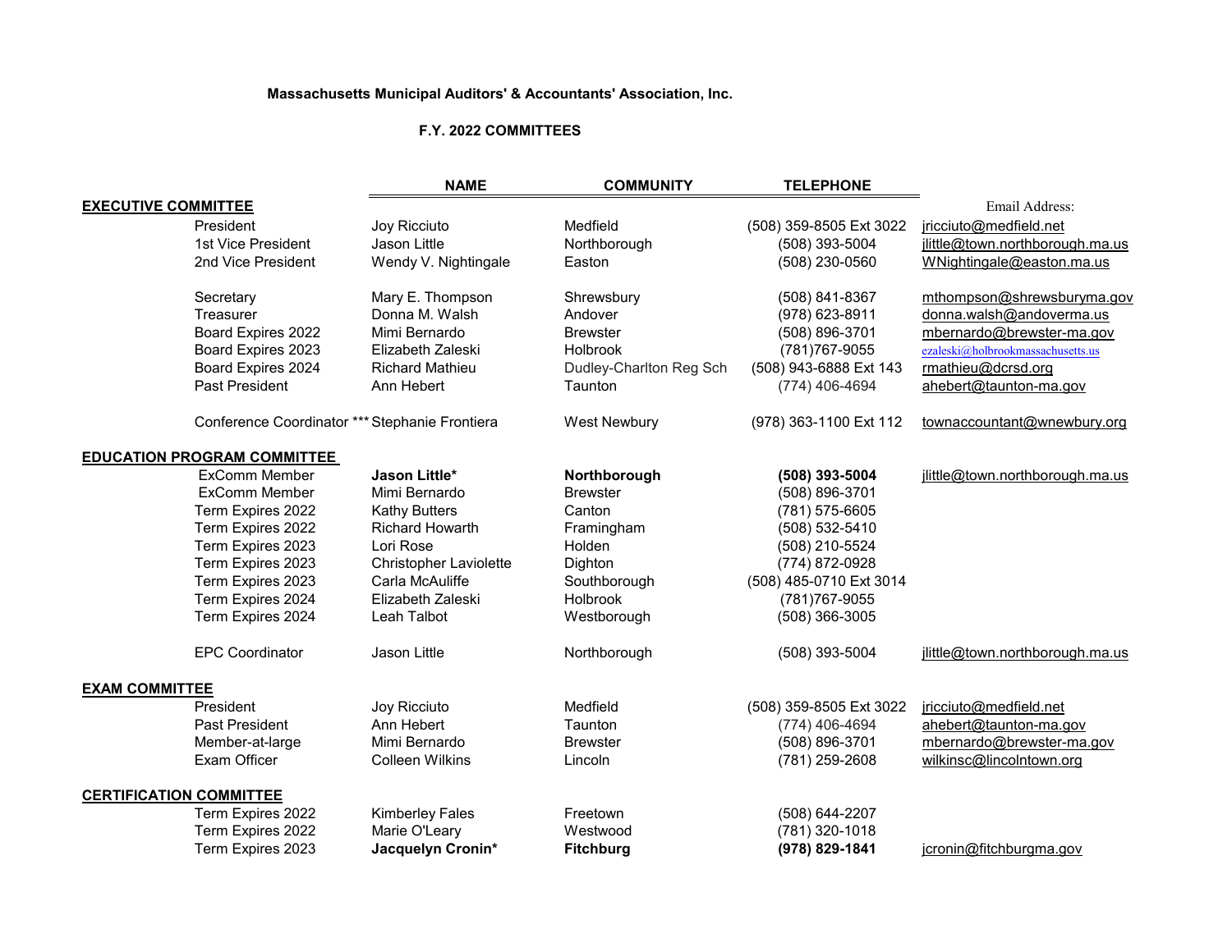**Massachusetts Municipal Auditors' & Accountants' Association, Inc.**

**F.Y. 2022 COMMITTEES**

| | NAME | COMMUNITY | TELEPHONE | Email Address: |
|---|---|---|---|---|
| **EXECUTIVE COMMITTEE** | | | | |
| President | Joy Ricciuto | Medfield | (508) 359-8505 Ext 3022 | jricciuto@medfield.net |
| 1st Vice President | Jason Little | Northborough | (508) 393-5004 | jlittle@town.northborough.ma.us |
| 2nd Vice President | Wendy V. Nightingale | Easton | (508) 230-0560 | WNightingale@easton.ma.us |
| Secretary | Mary E. Thompson | Shrewsbury | (508) 841-8367 | mthompson@shrewsburyma.gov |
| Treasurer | Donna M. Walsh | Andover | (978) 623-8911 | donna.walsh@andoverma.us |
| Board Expires 2022 | Mimi Bernardo | Brewster | (508) 896-3701 | mbernardo@brewster-ma.gov |
| Board Expires 2023 | Elizabeth Zaleski | Holbrook | (781)767-9055 | ezaleski@holbrookmassachusetts.us |
| Board Expires 2024 | Richard Mathieu | Dudley-Charlton Reg Sch | (508) 943-6888 Ext 143 | rmathieu@dcrsd.org |
| Past President | Ann Hebert | Taunton | (774) 406-4694 | ahebert@taunton-ma.gov |
| Conference Coordinator *** | Stephanie Frontiera | West Newbury | (978) 363-1100 Ext 112 | townaccountant@wnewbury.org |
| **EDUCATION PROGRAM COMMITTEE** | | | | |
| ExComm Member | **Jason Little*** | **Northborough** | **(508) 393-5004** | jlittle@town.northborough.ma.us |
| ExComm Member | Mimi Bernardo | Brewster | (508) 896-3701 | |
| Term Expires 2022 | Kathy Butters | Canton | (781) 575-6605 | |
| Term Expires 2022 | Richard Howarth | Framingham | (508) 532-5410 | |
| Term Expires 2023 | Lori Rose | Holden | (508) 210-5524 | |
| Term Expires 2023 | Christopher Laviolette | Dighton | (774) 872-0928 | |
| Term Expires 2023 | Carla McAuliffe | Southborough | (508) 485-0710 Ext 3014 | |
| Term Expires 2024 | Elizabeth Zaleski | Holbrook | (781)767-9055 | |
| Term Expires 2024 | Leah Talbot | Westborough | (508) 366-3005 | |
| EPC Coordinator | Jason Little | Northborough | (508) 393-5004 | jlittle@town.northborough.ma.us |
| **EXAM COMMITTEE** | | | | |
| President | Joy Ricciuto | Medfield | (508) 359-8505 Ext 3022 | jricciuto@medfield.net |
| Past President | Ann Hebert | Taunton | (774) 406-4694 | ahebert@taunton-ma.gov |
| Member-at-large | Mimi Bernardo | Brewster | (508) 896-3701 | mbernardo@brewster-ma.gov |
| Exam Officer | Colleen Wilkins | Lincoln | (781) 259-2608 | wilkinsc@lincolntown.org |
| **CERTIFICATION COMMITTEE** | | | | |
| Term Expires 2022 | Kimberley Fales | Freetown | (508) 644-2207 | |
| Term Expires 2022 | Marie O'Leary | Westwood | (781) 320-1018 | |
| Term Expires 2023 | **Jacquelyn Cronin*** | **Fitchburg** | **(978) 829-1841** | jcronin@fitchburgma.gov |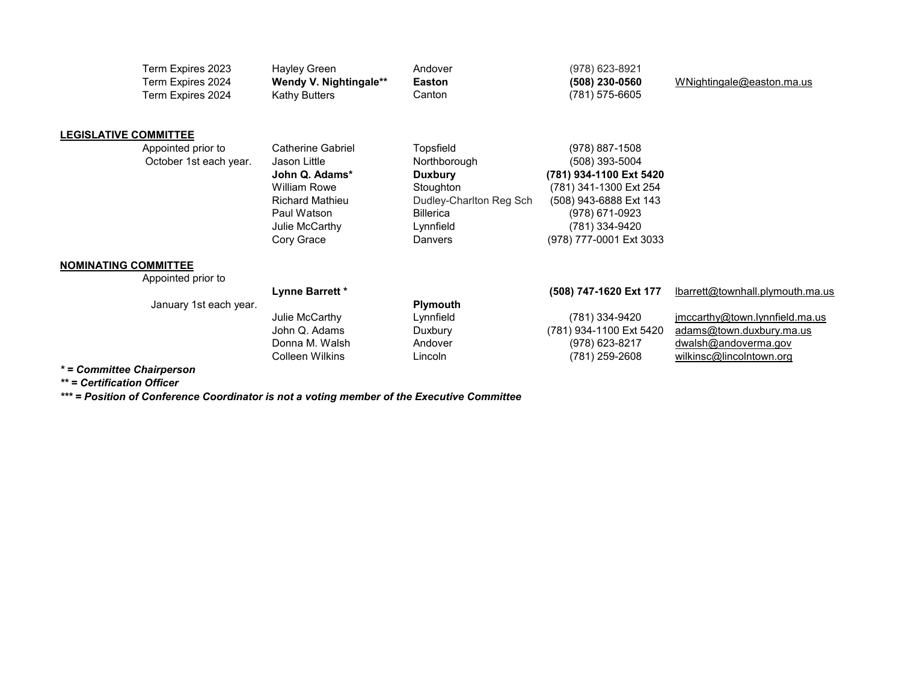| | | | | |
|---|---|---|---|---|
| Term Expires 2023 | Hayley Green | Andover | (978) 623-8921 | |
| Term Expires 2024 | **Wendy V. Nightingale**** | **Easton** | **(508) 230-0560** | WNightingale@easton.ma.us |
| Term Expires 2024 | Kathy Butters | Canton | (781) 575-6605 | |

**LEGISLATIVE COMMITTEE**

| | | | |
|---|---|---|---|
| Appointed prior to October 1st each year. | Catherine Gabriel | Topsfield | (978) 887-1508 |
| | Jason Little | Northborough | (508) 393-5004 |
| | **John Q. Adams*** | **Duxbury** | **(781) 934-1100 Ext 5420** |
| | William Rowe | Stoughton | (781) 341-1300 Ext 254 |
| | Richard Mathieu | Dudley-Charlton Reg Sch | (508) 943-6888 Ext 143 |
| | Paul Watson | Billerica | (978) 671-0923 |
| | Julie McCarthy | Lynnfield | (781) 334-9420 |
| | Cory Grace | Danvers | (978) 777-0001 Ext 3033 |

**NOMINATING COMMITTEE**

| | | | | |
|---|---|---|---|---|
| Appointed prior to January 1st each year. | **Lynne Barrett *** | **Plymouth** | **(508) 747-1620 Ext 177** | lbarrett@townhall.plymouth.ma.us |
| | Julie McCarthy | Lynnfield | (781) 334-9420 | jmccarthy@town.lynnfield.ma.us |
| | John Q. Adams | Duxbury | (781) 934-1100 Ext 5420 | adams@town.duxbury.ma.us |
| | Donna M. Walsh | Andover | (978) 623-8217 | dwalsh@andoverma.gov |
| | Colleen Wilkins | Lincoln | (781) 259-2608 | wilkinsc@lincolntown.org |

***\* = Committee Chairperson***

***\*\* = Certification Officer***

***\*\*\* = Position of Conference Coordinator is not a voting member of the Executive Committee***